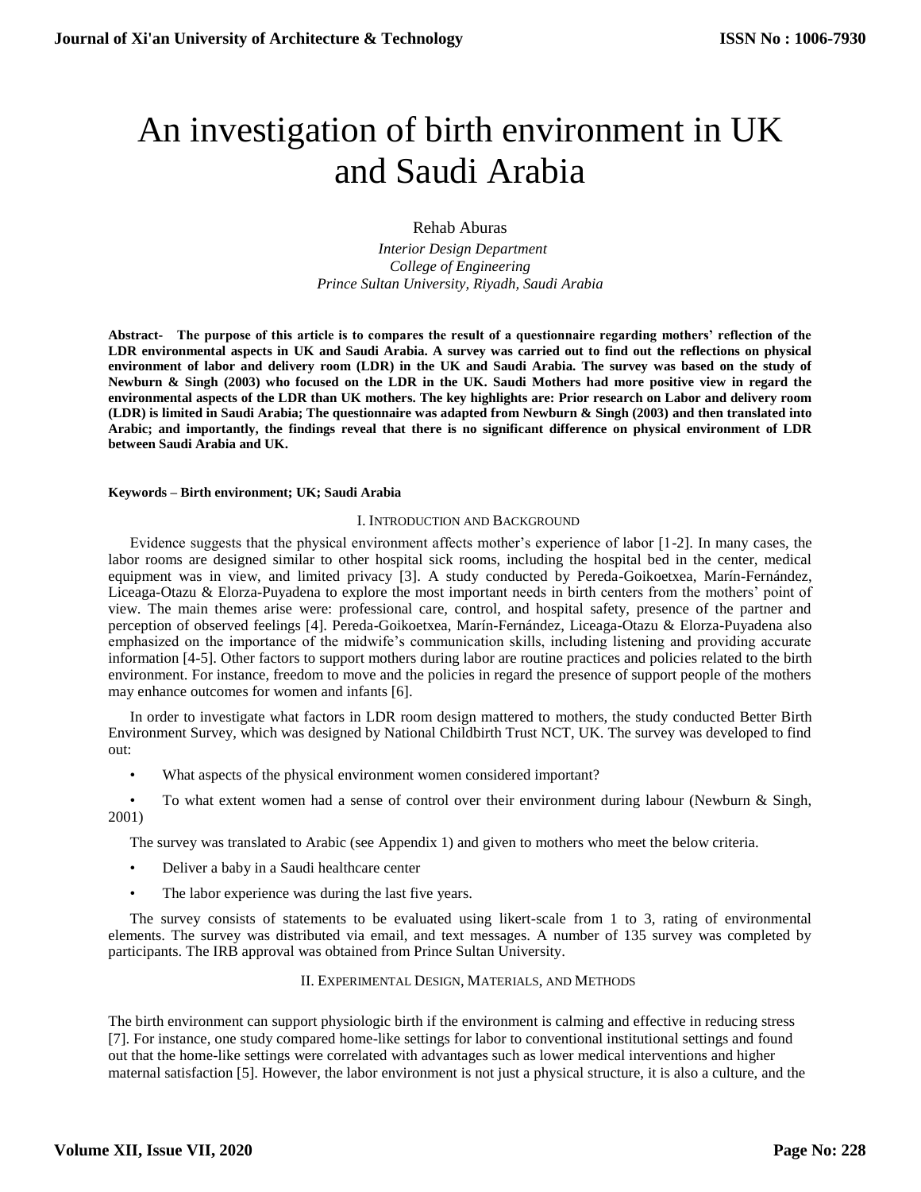# An investigation of birth environment in UK and Saudi Arabia

Rehab Aburas

*Interior Design Department*
*College of Engineering*
*Prince Sultan University, Riyadh, Saudi Arabia*

**Abstract- The purpose of this article is to compares the result of a questionnaire regarding mothers' reflection of the LDR environmental aspects in UK and Saudi Arabia. A survey was carried out to find out the reflections on physical environment of labor and delivery room (LDR) in the UK and Saudi Arabia. The survey was based on the study of Newburn & Singh (2003) who focused on the LDR in the UK. Saudi Mothers had more positive view in regard the environmental aspects of the LDR than UK mothers. The key highlights are: Prior research on Labor and delivery room (LDR) is limited in Saudi Arabia; The questionnaire was adapted from Newburn & Singh (2003) and then translated into Arabic; and importantly, the findings reveal that there is no significant difference on physical environment of LDR between Saudi Arabia and UK.**

**Keywords – Birth environment; UK; Saudi Arabia**

## I. Introduction and Background

Evidence suggests that the physical environment affects mother's experience of labor [1-2]. In many cases, the labor rooms are designed similar to other hospital sick rooms, including the hospital bed in the center, medical equipment was in view, and limited privacy [3]. A study conducted by Pereda-Goikoetxea, Marín-Fernández, Liceaga-Otazu & Elorza-Puyadena to explore the most important needs in birth centers from the mothers' point of view. The main themes arise were: professional care, control, and hospital safety, presence of the partner and perception of observed feelings [4]. Pereda-Goikoetxea, Marín-Fernández, Liceaga-Otazu & Elorza-Puyadena also emphasized on the importance of the midwife's communication skills, including listening and providing accurate information [4-5]. Other factors to support mothers during labor are routine practices and policies related to the birth environment. For instance, freedom to move and the policies in regard the presence of support people of the mothers may enhance outcomes for women and infants [6].

In order to investigate what factors in LDR room design mattered to mothers, the study conducted Better Birth Environment Survey, which was designed by National Childbirth Trust NCT, UK. The survey was developed to find out:

- What aspects of the physical environment women considered important?
- To what extent women had a sense of control over their environment during labour (Newburn & Singh, 2001)

The survey was translated to Arabic (see Appendix 1) and given to mothers who meet the below criteria.

- Deliver a baby in a Saudi healthcare center
- The labor experience was during the last five years.

The survey consists of statements to be evaluated using likert-scale from 1 to 3, rating of environmental elements. The survey was distributed via email, and text messages. A number of 135 survey was completed by participants. The IRB approval was obtained from Prince Sultan University.

## II. Experimental Design, Materials, and Methods

The birth environment can support physiologic birth if the environment is calming and effective in reducing stress [7]. For instance, one study compared home-like settings for labor to conventional institutional settings and found out that the home-like settings were correlated with advantages such as lower medical interventions and higher maternal satisfaction [5]. However, the labor environment is not just a physical structure, it is also a culture, and the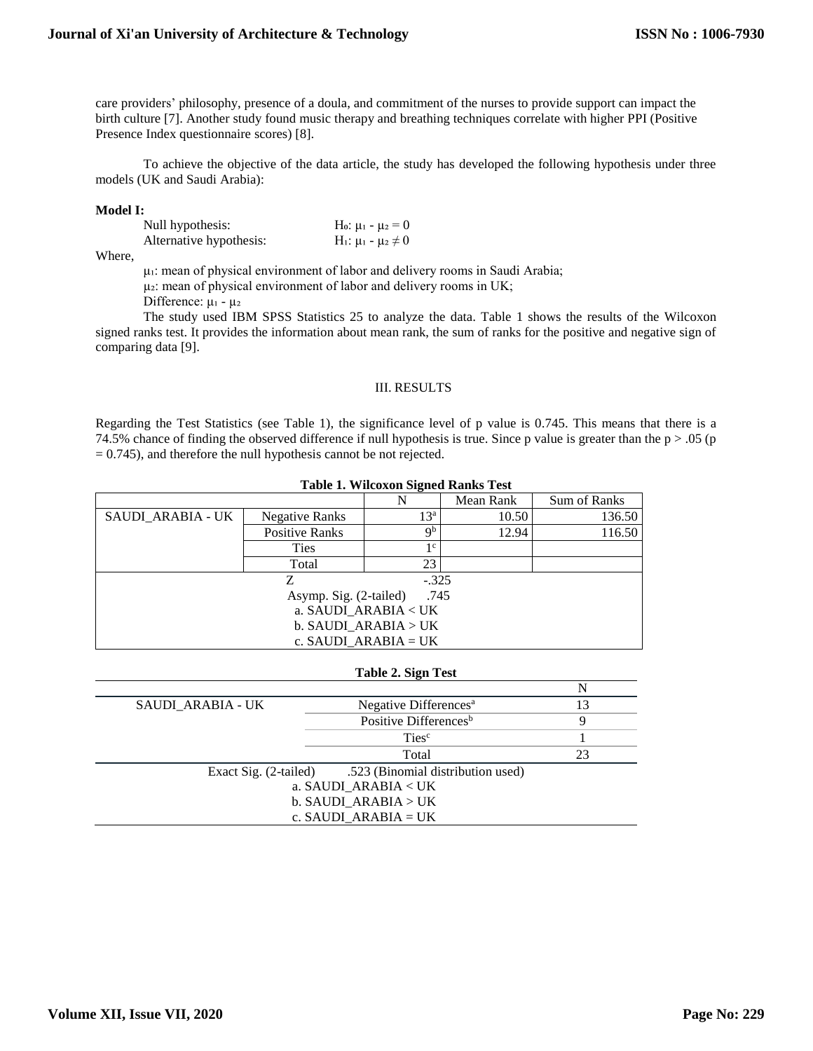care providers' philosophy, presence of a doula, and commitment of the nurses to provide support can impact the birth culture [7]. Another study found music therapy and breathing techniques correlate with higher PPI (Positive Presence Index questionnaire scores) [8].

To achieve the objective of the data article, the study has developed the following hypothesis under three models (UK and Saudi Arabia):

**Model I:**

Null hypothesis: $H_0$: $\mu_1 - \mu_2 = 0$

Alternative hypothesis: $H_1$: $\mu_1 - \mu_2 \neq 0$

Where,

$\mu_1$: mean of physical environment of labor and delivery rooms in Saudi Arabia;

$\mu_2$: mean of physical environment of labor and delivery rooms in UK;

Difference: $\mu_1 - \mu_2$

The study used IBM SPSS Statistics 25 to analyze the data. Table 1 shows the results of the Wilcoxon signed ranks test. It provides the information about mean rank, the sum of ranks for the positive and negative sign of comparing data [9].

## III. RESULTS

Regarding the Test Statistics (see Table 1), the significance level of p value is 0.745. This means that there is a 74.5% chance of finding the observed difference if null hypothesis is true. Since p value is greater than the $p > .05$ ($p = 0.745$), and therefore the null hypothesis cannot be not rejected.

**Table 1. Wilcoxon Signed Ranks Test**

| | | N | Mean Rank | Sum of Ranks |
|---|---|---|---|---|
| SAUDI_ARABIA - UK | Negative Ranks | 13[a] | 10.50 | 136.50 |
| | Positive Ranks | 9[b] | 12.94 | 116.50 |
| | Ties | 1[c] | | |
| | Total | 23 | | |
| Z | -.325 | | | |
| Asymp. Sig. (2-tailed) | .745 | | | |

a. SAUDI_ARABIA < UK
b. SAUDI_ARABIA > UK
c. SAUDI_ARABIA = UK

**Table 2. Sign Test**

| | | N |
|---|---|---|
| SAUDI_ARABIA - UK | Negative Differences[a] | 13 |
| | Positive Differences[b] | 9 |
| | Ties[c] | 1 |
| | Total | 23 |
| Exact Sig. (2-tailed) | .523 (Binomial distribution used) | |

a. SAUDI_ARABIA < UK
b. SAUDI_ARABIA > UK
c. SAUDI_ARABIA = UK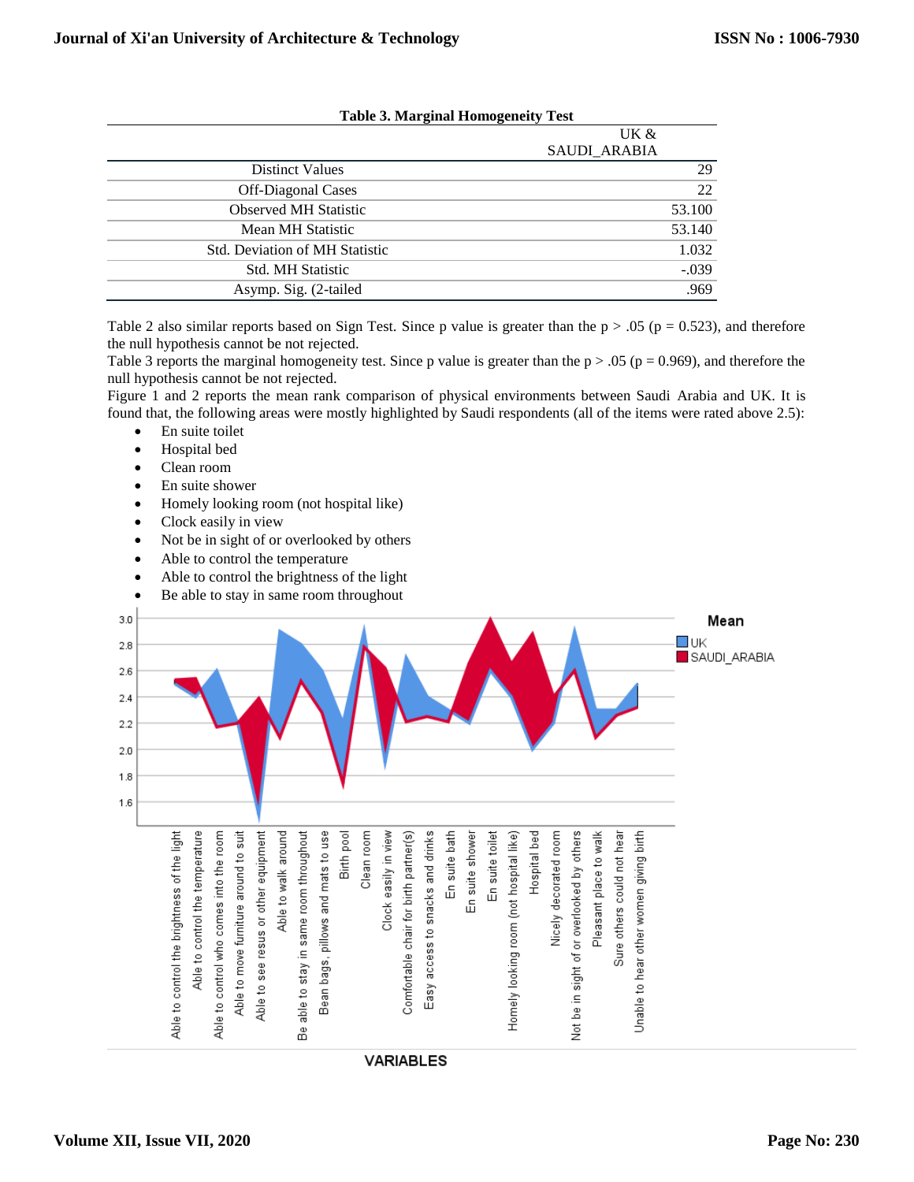**Table 3. Marginal Homogeneity Test**

| | UK & SAUDI_ARABIA |
|---|---|
| Distinct Values | 29 |
| Off-Diagonal Cases | 22 |
| Observed MH Statistic | 53.100 |
| Mean MH Statistic | 53.140 |
| Std. Deviation of MH Statistic | 1.032 |
| Std. MH Statistic | -.039 |
| Asymp. Sig. (2-tailed | .969 |

Table 2 also similar reports based on Sign Test. Since p value is greater than the p > .05 (p = 0.523), and therefore the null hypothesis cannot be not rejected.

Table 3 reports the marginal homogeneity test. Since p value is greater than the p > .05 (p = 0.969), and therefore the null hypothesis cannot be not rejected.

Figure 1 and 2 reports the mean rank comparison of physical environments between Saudi Arabia and UK. It is found that, the following areas were mostly highlighted by Saudi respondents (all of the items were rated above 2.5):

- En suite toilet
- Hospital bed
- Clean room
- En suite shower
- Homely looking room (not hospital like)
- Clock easily in view
- Not be in sight of or overlooked by others
- Able to control the temperature
- Able to control the brightness of the light
- Be able to stay in same room throughout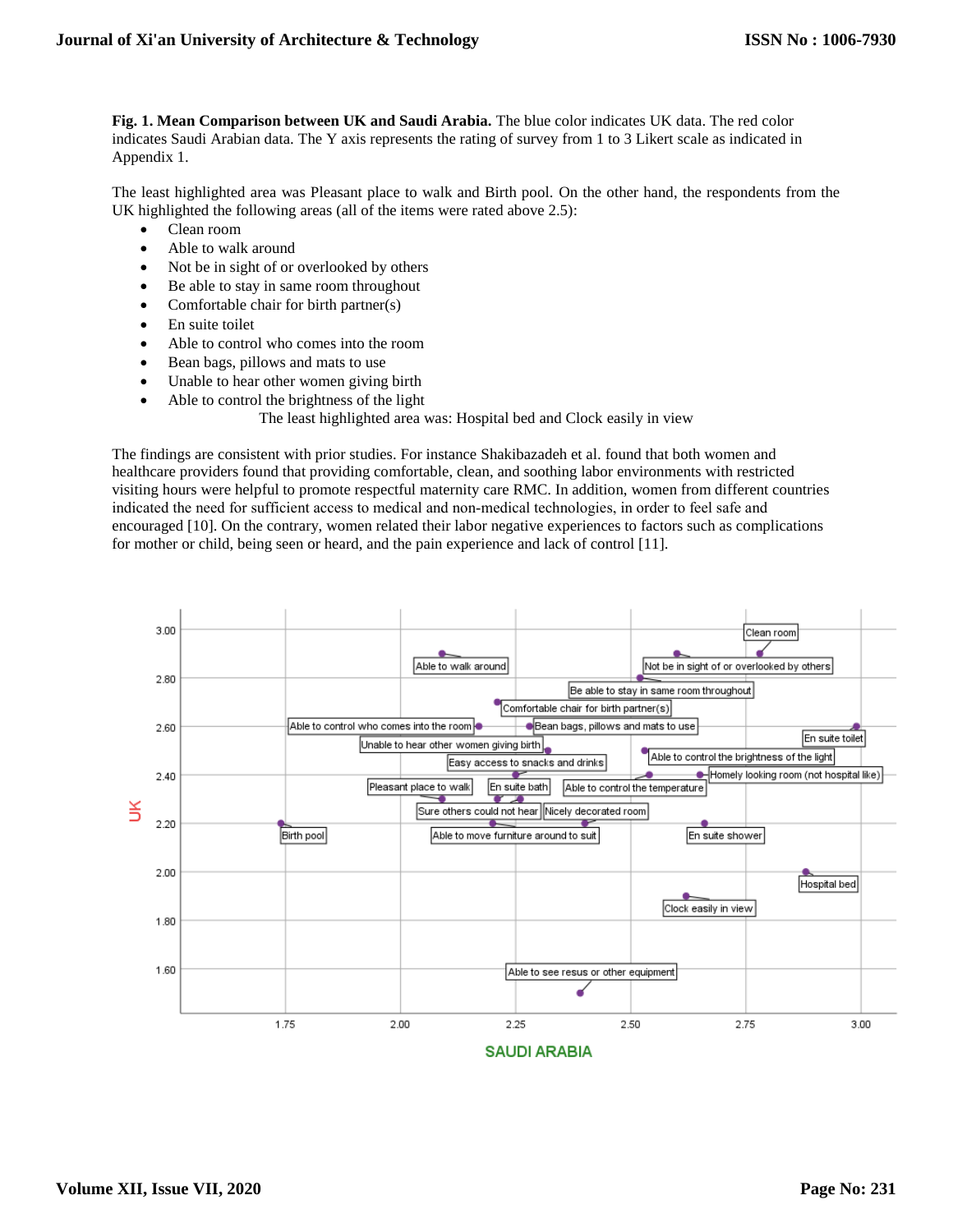**Fig. 1. Mean Comparison between UK and Saudi Arabia.** The blue color indicates UK data. The red color indicates Saudi Arabian data. The Y axis represents the rating of survey from 1 to 3 Likert scale as indicated in Appendix 1.

The least highlighted area was Pleasant place to walk and Birth pool. On the other hand, the respondents from the UK highlighted the following areas (all of the items were rated above 2.5):

- Clean room
- Able to walk around
- Not be in sight of or overlooked by others
- Be able to stay in same room throughout
- Comfortable chair for birth partner(s)
- En suite toilet
- Able to control who comes into the room
- Bean bags, pillows and mats to use
- Unable to hear other women giving birth
- Able to control the brightness of the light

The least highlighted area was: Hospital bed and Clock easily in view

The findings are consistent with prior studies. For instance Shakibazadeh et al. found that both women and healthcare providers found that providing comfortable, clean, and soothing labor environments with restricted visiting hours were helpful to promote respectful maternity care RMC. In addition, women from different countries indicated the need for sufficient access to medical and non-medical technologies, in order to feel safe and encouraged [10]. On the contrary, women related their labor negative experiences to factors such as complications for mother or child, being seen or heard, and the pain experience and lack of control [11].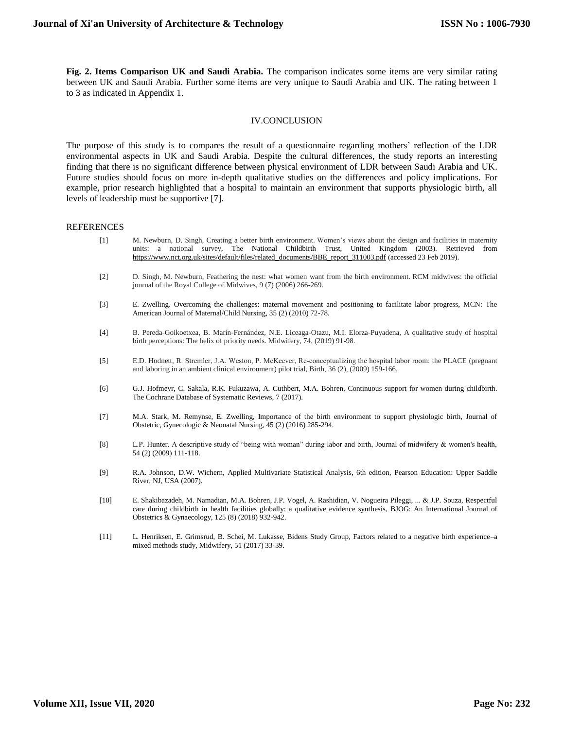**Fig. 2. Items Comparison UK and Saudi Arabia.** The comparison indicates some items are very similar rating between UK and Saudi Arabia. Further some items are very unique to Saudi Arabia and UK. The rating between 1 to 3 as indicated in Appendix 1.

## IV.CONCLUSION

The purpose of this study is to compares the result of a questionnaire regarding mothers' reflection of the LDR environmental aspects in UK and Saudi Arabia. Despite the cultural differences, the study reports an interesting finding that there is no significant difference between physical environment of LDR between Saudi Arabia and UK. Future studies should focus on more in-depth qualitative studies on the differences and policy implications. For example, prior research highlighted that a hospital to maintain an environment that supports physiologic birth, all levels of leadership must be supportive [7].

## REFERENCES

[1] M. Newburn, D. Singh, Creating a better birth environment. Women's views about the design and facilities in maternity units: a national survey, The National Childbirth Trust, United Kingdom (2003). Retrieved from https://www.nct.org.uk/sites/default/files/related_documents/BBE_report_311003.pdf (accessed 23 Feb 2019).

[2] D. Singh, M. Newburn, Feathering the nest: what women want from the birth environment. RCM midwives: the official journal of the Royal College of Midwives, 9 (7) (2006) 266-269.

[3] E. Zwelling. Overcoming the challenges: maternal movement and positioning to facilitate labor progress, MCN: The American Journal of Maternal/Child Nursing, 35 (2) (2010) 72-78.

[4] B. Pereda-Goikoetxea, B. Marín-Fernández, N.E. Liceaga-Otazu, M.I. Elorza-Puyadena, A qualitative study of hospital birth perceptions: The helix of priority needs. Midwifery, 74, (2019) 91-98.

[5] E.D. Hodnett, R. Stremler, J.A. Weston, P. McKeever, Re-conceptualizing the hospital labor room: the PLACE (pregnant and laboring in an ambient clinical environment) pilot trial, Birth, 36 (2), (2009) 159-166.

[6] G.J. Hofmeyr, C. Sakala, R.K. Fukuzawa, A. Cuthbert, M.A. Bohren, Continuous support for women during childbirth. The Cochrane Database of Systematic Reviews, 7 (2017).

[7] M.A. Stark, M. Remynse, E. Zwelling, Importance of the birth environment to support physiologic birth, Journal of Obstetric, Gynecologic & Neonatal Nursing, 45 (2) (2016) 285-294.

[8] L.P. Hunter. A descriptive study of "being with woman" during labor and birth, Journal of midwifery & women's health, 54 (2) (2009) 111-118.

[9] R.A. Johnson, D.W. Wichern, Applied Multivariate Statistical Analysis, 6th edition, Pearson Education: Upper Saddle River, NJ, USA (2007).

[10] E. Shakibazadeh, M. Namadian, M.A. Bohren, J.P. Vogel, A. Rashidian, V. Nogueira Pileggi, ... & J.P. Souza, Respectful care during childbirth in health facilities globally: a qualitative evidence synthesis, BJOG: An International Journal of Obstetrics & Gynaecology, 125 (8) (2018) 932-942.

[11] L. Henriksen, E. Grimsrud, B. Schei, M. Lukasse, Bidens Study Group, Factors related to a negative birth experience–a mixed methods study, Midwifery, 51 (2017) 33-39.